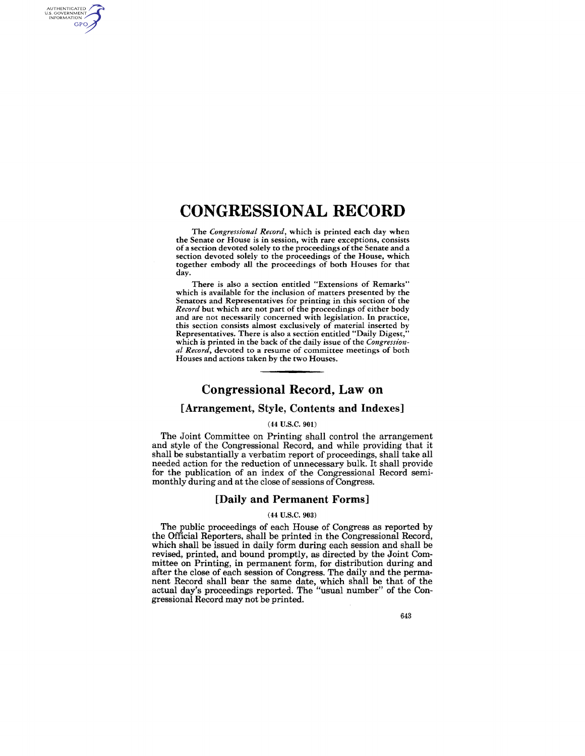# CONGRESSIONAL RECORD

The *Congressional Record*, which is printed each day when the Senate or House is in session, with rare exceptions, consists of a section devoted solely to the proceedings of the Senate and a section devoted solely to the proceedings of the House, which together embody all the proceedings of both Houses for that day.

There is also a section entitled "Extensions of Remarks" which is available for the inclusion of matters presented by the Senators and Representatives for printing in this section of the *Record* but which are not part of the proceedings of either body and are not necessarily concerned with legislation. In practice, this section consists almost exclusively of material inserted by Representatives. There is also a section entitled "Daily Digest," which is printed in the back of the daily issue of the *Congressional Record*, devoted to a resume of committee meetings of both Houses and actions taken by the two Houses.

## Congressional Record, Law on

### [Arrangement, Style, Contents and Indexes]

(44 U.S.C. 901)

The Joint Committee on Printing shall control the arrangement and style of the Congressional Record, and while providing that it shall be substantially a verbatim report of proceedings, shall take all needed action for the reduction of unnecessary bulk. It shall provide for the publication of an index of the Congressional Record semimonthly during and at the close of sessions of Congress.

### [Daily and Permanent Forms]

(44 U.S.C. 903)

The public proceedings of each House of Congress as reported by the Official Reporters, shall be printed in the Congressional Record, which shall be issued in daily form during each session and shall be revised, printed, and bound promptly, as directed by the Joint Committee on Printing, in permanent form, for distribution during and after the close of each session of Congress. The daily and the permanent Record shall bear the same date, which shall be that of the actual day's proceedings reported. The "usual number" of the Congressional Record may not be printed.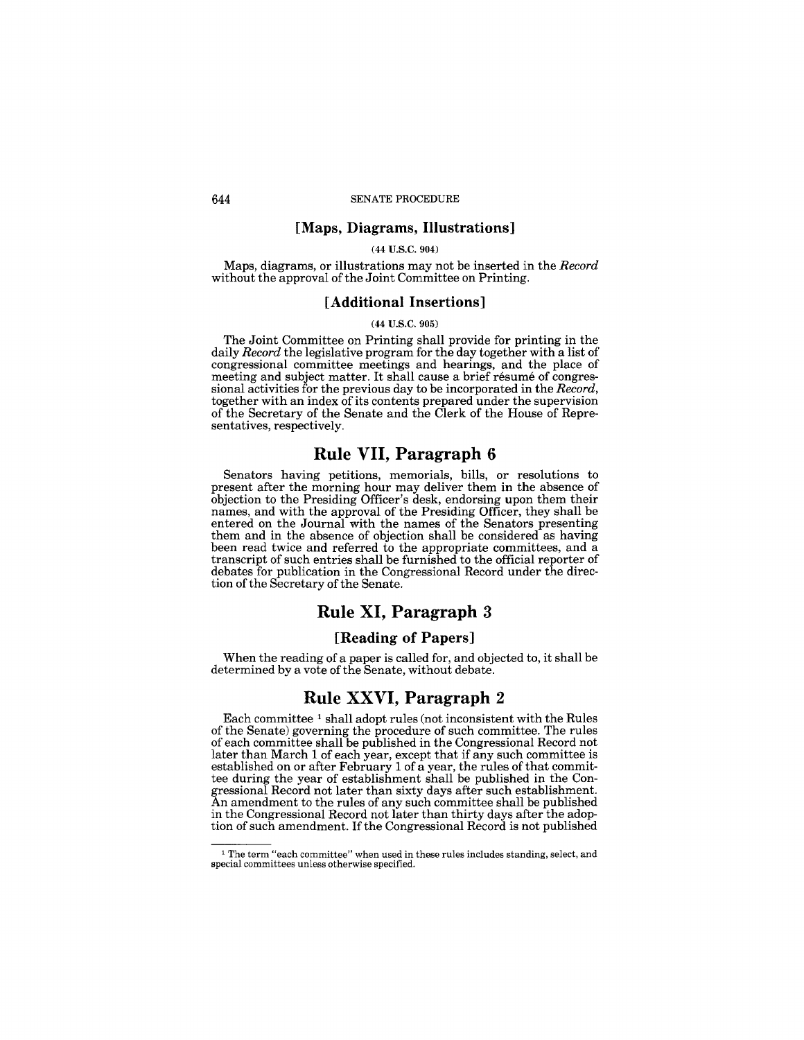### [Maps, Diagrams, Illustrations]

(44 U.S.C. 904)

Maps, diagrams, or illustrations may not be inserted in the *Record* without the approval of the Joint Committee on Printing.

### [Additional Insertions]

(44 U.S.C. 905)

The Joint Committee on Printing shall provide for printing in the daily *Record* the legislative program for the day together with a list of congressional committee meetings and hearings, and the place of meeting and subject matter. It shall cause a brief résumé of congressional activities for the previous day to be incorporated in the *Record*, together with an index of its contents prepared under the supervision of the Secretary of the Senate and the Clerk of the House of Representatives, respectively.

## Rule VII, Paragraph 6

Senators having petitions, memorials, bills, or resolutions to present after the morning hour may deliver them in the absence of objection to the Presiding Officer's desk, endorsing upon them their names, and with the approval of the Presiding Officer, they shall be entered on the Journal with the names of the Senators presenting them and in the absence of objection shall be considered as having been read twice and referred to the appropriate committees, and a transcript of such entries shall be furnished to the official reporter of debates for publication in the Congressional Record under the direction of the Secretary of the Senate.

## Rule XI, Paragraph 3

### [Reading of Papers]

When the reading of a paper is called for, and objected to, it shall be determined by a vote of the Senate, without debate.

## Rule XXVI, Paragraph 2

Each committee [1] shall adopt rules (not inconsistent with the Rules of the Senate) governing the procedure of such committee. The rules of each committee shall be published in the Congressional Record not later than March 1 of each year, except that if any such committee is established on or after February 1 of a year, the rules of that committee during the year of establishment shall be published in the Congressional Record not later than sixty days after such establishment. An amendment to the rules of any such committee shall be published in the Congressional Record not later than thirty days after the adoption of such amendment. If the Congressional Record is not published

[1] The term "each committee" when used in these rules includes standing, select, and special committees unless otherwise specified.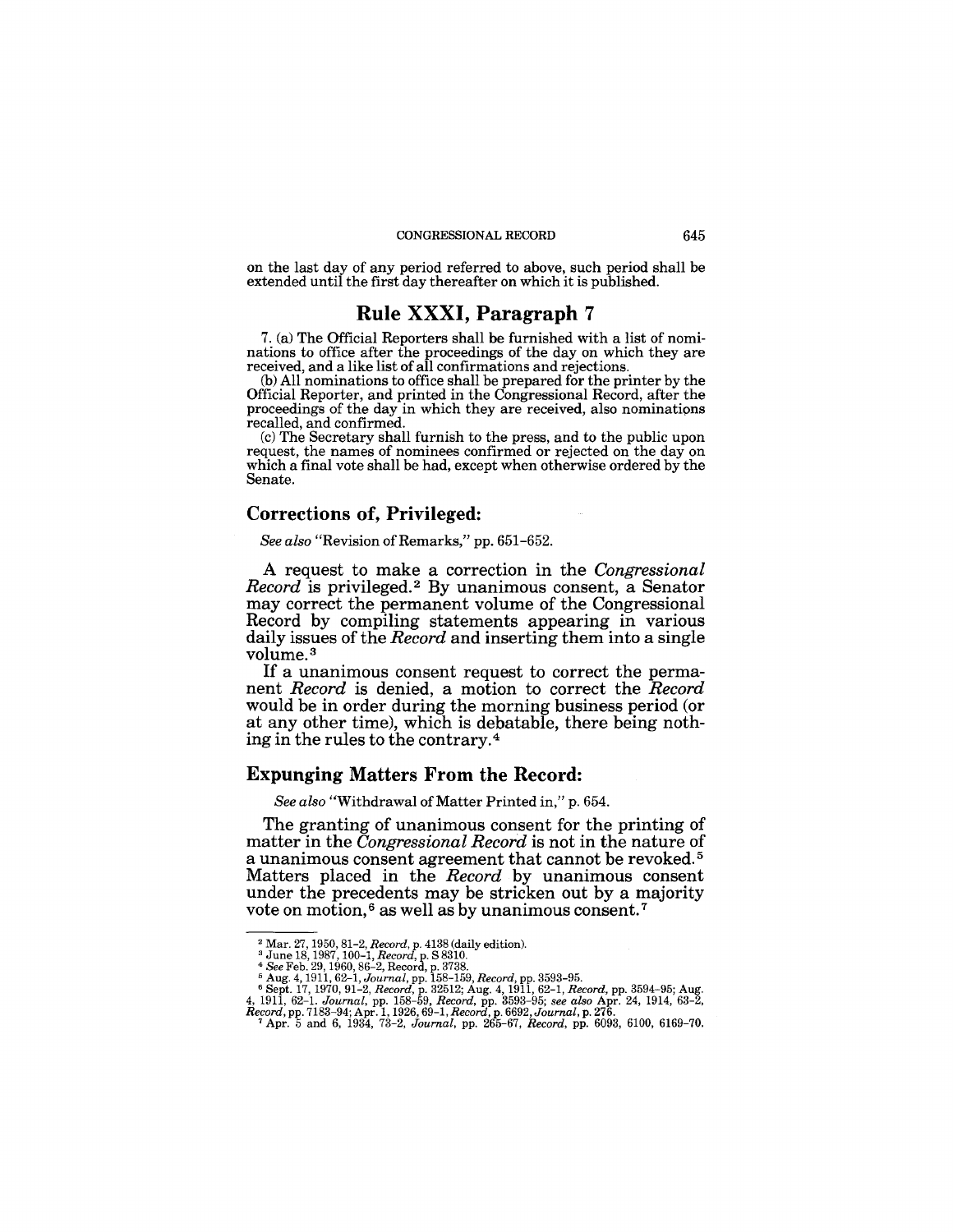on the last day of any period referred to above, such period shall be extended until the first day thereafter on which it is published.

## Rule XXXI, Paragraph 7

7. (a) The Official Reporters shall be furnished with a list of nominations to office after the proceedings of the day on which they are received, and a like list of all confirmations and rejections.

(b) All nominations to office shall be prepared for the printer by the Official Reporter, and printed in the Congressional Record, after the proceedings of the day in which they are received, also nominations recalled, and confirmed.

(c) The Secretary shall furnish to the press, and to the public upon request, the names of nominees confirmed or rejected on the day on which a final vote shall be had, except when otherwise ordered by the Senate.

### Corrections of, Privileged:

*See also* "Revision of Remarks," pp. 651–652.

A request to make a correction in the *Congressional Record* is privileged.[2] By unanimous consent, a Senator may correct the permanent volume of the Congressional Record by compiling statements appearing in various daily issues of the *Record* and inserting them into a single volume.[3]

If a unanimous consent request to correct the permanent *Record* is denied, a motion to correct the *Record* would be in order during the morning business period (or at any other time), which is debatable, there being nothing in the rules to the contrary.[4]

### Expunging Matters From the Record:

*See also* "Withdrawal of Matter Printed in," p. 654.

The granting of unanimous consent for the printing of matter in the *Congressional Record* is not in the nature of a unanimous consent agreement that cannot be revoked.[5] Matters placed in the *Record* by unanimous consent under the precedents may be stricken out by a majority vote on motion,[6] as well as by unanimous consent.[7]

---

[2] Mar. 27, 1950, 81–2, *Record*, p. 4138 (daily edition).

[3] June 18, 1987, 100–1, *Record*, p. S 8310.

[4] *See* Feb. 29, 1960, 86–2, Record, p. 3738.

[5] Aug. 4, 1911, 62–1, *Journal*, pp. 158–159, *Record*, pp. 3593–95.

[6] Sept. 17, 1970, 91–2, *Record*, p. 32512; Aug. 4, 1911, 62–1, *Record*, pp. 3594–95; Aug. 4, 1911, 62–1. *Journal*, pp. 158–59, *Record*, pp. 3593–95; *see also* Apr. 24, 1914, 63–2, *Record*, pp. 7183–94; Apr. 1, 1926, 69–1, *Record*, p. 6692, *Journal*, p. 276.

[7] Apr. 5 and 6, 1934, 73–2, *Journal*, pp. 265–67, *Record*, pp. 6093, 6100, 6169–70.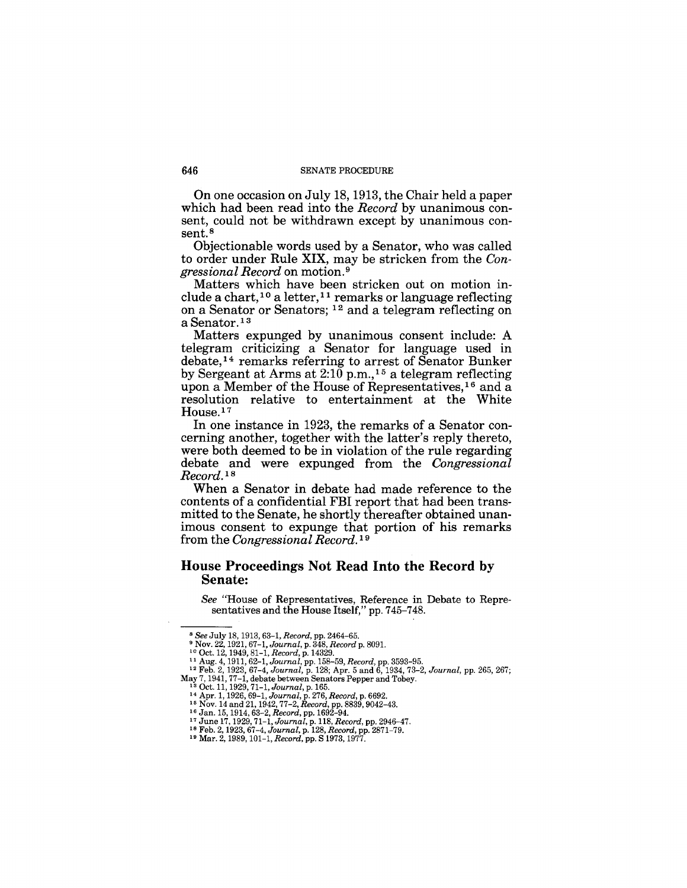On one occasion on July 18, 1913, the Chair held a paper which had been read into the *Record* by unanimous consent, could not be withdrawn except by unanimous consent.[8]

Objectionable words used by a Senator, who was called to order under Rule XIX, may be stricken from the *Congressional Record* on motion.[9]

Matters which have been stricken out on motion include a chart,[10] a letter,[11] remarks or language reflecting on a Senator or Senators; [12] and a telegram reflecting on a Senator.[13]

Matters expunged by unanimous consent include: A telegram criticizing a Senator for language used in debate,[14] remarks referring to arrest of Senator Bunker by Sergeant at Arms at 2:10 p.m.,[15] a telegram reflecting upon a Member of the House of Representatives,[16] and a resolution relative to entertainment at the White House.[17]

In one instance in 1923, the remarks of a Senator concerning another, together with the latter's reply thereto, were both deemed to be in violation of the rule regarding debate and were expunged from the *Congressional Record*.[18]

When a Senator in debate had made reference to the contents of a confidential FBI report that had been transmitted to the Senate, he shortly thereafter obtained unanimous consent to expunge that portion of his remarks from the *Congressional Record*.[19]

## House Proceedings Not Read Into the Record by Senate:

*See* "House of Representatives, Reference in Debate to Representatives and the House Itself," pp. 745–748.

---

[8] *See* July 18, 1913, 63–1, *Record*, pp. 2464–65.
[9] Nov. 22, 1921, 67–1, *Journal*, p. 348, *Record* p. 8091.
[10] Oct. 12, 1949, 81–1, *Record*, p. 14329.
[11] Aug. 4, 1911, 62–1, *Journal*, pp. 158–59, *Record*, pp. 3593–95.
[12] Feb. 2, 1923, 67–4, *Journal*, p. 128; Apr. 5 and 6, 1934, 73–2, *Journal*, pp. 265, 267; May 7, 1941, 77–1, debate between Senators Pepper and Tobey.
[13] Oct. 11, 1929, 71–1, *Journal*, p. 165.
[14] Apr. 1, 1926, 69–1, *Journal*, p. 276, *Record*, p. 6692.
[15] Nov. 14 and 21, 1942, 77–2, *Record*, pp. 8839, 9042–43.
[16] Jan. 15, 1914, 63–2, *Record*, pp. 1692–94.
[17] June 17, 1929, 71–1, *Journal*, p. 118, *Record*, pp. 2946–47.
[18] Feb. 2, 1923, 67–4, *Journal*, p. 128, *Record*, pp. 2871–79.
[19] Mar. 2, 1989, 101–1, *Record*, pp. S 1973, 1977.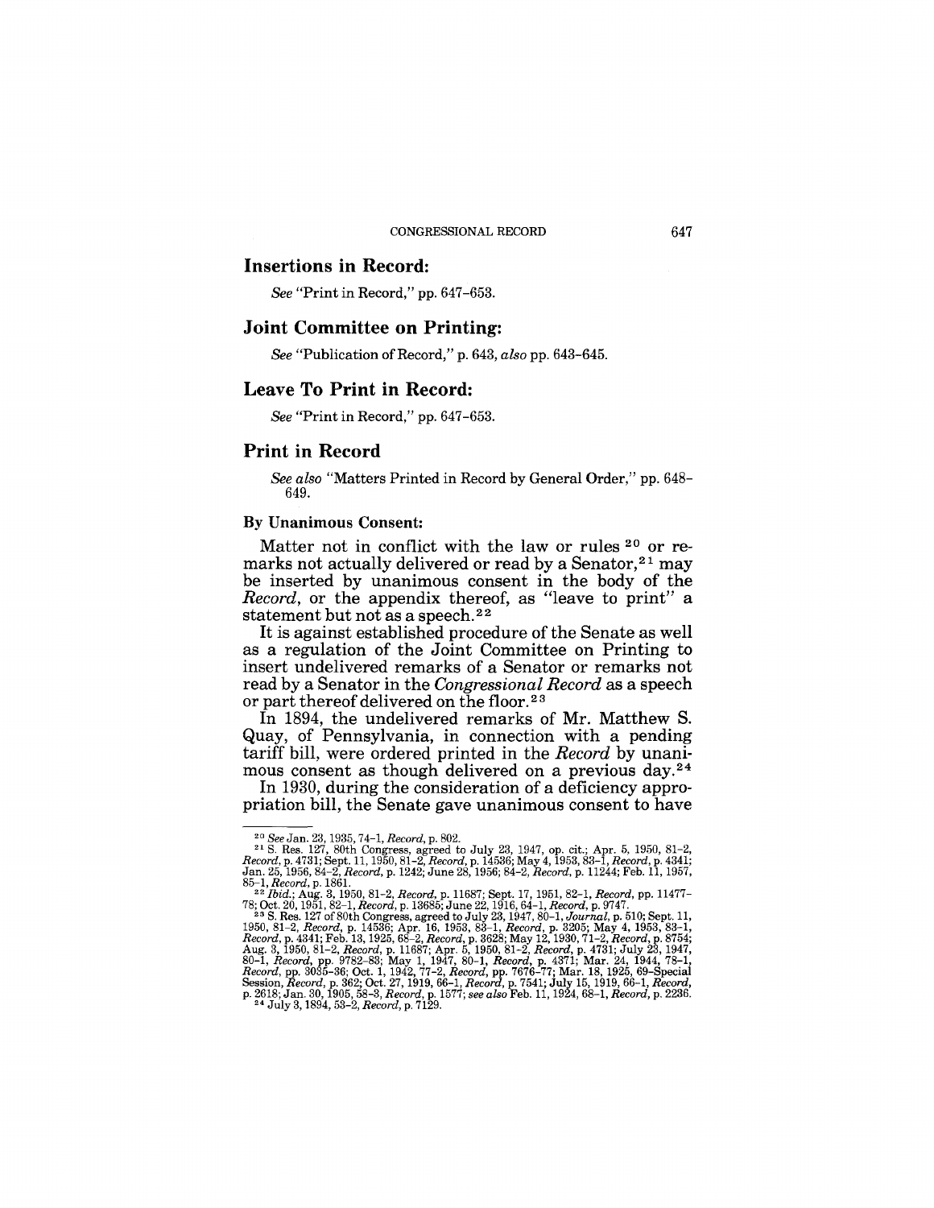## Insertions in Record:

*See* "Print in Record," pp. 647–653.

## Joint Committee on Printing:

*See* "Publication of Record," p. 643, *also* pp. 643–645.

## Leave To Print in Record:

*See* "Print in Record," pp. 647–653.

## Print in Record

*See also* "Matters Printed in Record by General Order," pp. 648–649.

### By Unanimous Consent:

Matter not in conflict with the law or rules [20] or remarks not actually delivered or read by a Senator,[21] may be inserted by unanimous consent in the body of the *Record*, or the appendix thereof, as "leave to print" a statement but not as a speech.[22]

It is against established procedure of the Senate as well as a regulation of the Joint Committee on Printing to insert undelivered remarks of a Senator or remarks not read by a Senator in the *Congressional Record* as a speech or part thereof delivered on the floor.[23]

In 1894, the undelivered remarks of Mr. Matthew S. Quay, of Pennsylvania, in connection with a pending tariff bill, were ordered printed in the *Record* by unanimous consent as though delivered on a previous day.[24]

In 1930, during the consideration of a deficiency appropriation bill, the Senate gave unanimous consent to have

---

[20] *See* Jan. 23, 1935, 74–1, *Record*, p. 802.

[21] S. Res. 127, 80th Congress, agreed to July 23, 1947, op. cit.; Apr. 5, 1950, 81–2, *Record*, p. 4731; Sept. 11, 1950, 81–2, *Record*, p. 14536; May 4, 1953, 83–1, *Record*, p. 4341; Jan. 25, 1956, 84–2, *Record*, p. 1242; June 28, 1956; 84–2, *Record*, p. 11244; Feb. 11, 1957, 85–1, *Record*, p. 1861.

[22] *Ibid.*; Aug. 3, 1950, 81–2, *Record*, p. 11687; Sept. 17, 1951, 82–1, *Record*, pp. 11477–78; Oct. 20, 1951, 82–1, *Record*, p. 13685; June 22, 1916, 64–1, *Record*, p. 9747.

[23] S. Res. 127 of 80th Congress, agreed to July 23, 1947, 80–1, *Journal*, p. 510; Sept. 11, 1950, 81–2, *Record*, p. 14536; Apr. 16, 1953, 83–1, *Record*, p. 3205; May 4, 1953, 83–1, *Record*, p. 4341; Feb. 13, 1925, 68–2, *Record*, p. 3628; May 12, 1930, 71–2, *Record*, p. 8754; Aug. 3, 1950, 81–2, *Record*, p. 11687; Apr. 5, 1950, 81–2, *Record*, p. 4731; July 23, 1947, 80–1, *Record*, pp. 9782–83; May 1, 1947, 80–1, *Record*, p. 4371; Mar. 24, 1944, 78–1, *Record*, pp. 3035–36; Oct. 1, 1942, 77–2, *Record*, pp. 7676–77; Mar. 18, 1925, 69–Special Session, *Record*, p. 362; Oct. 27, 1919, 66–1, *Record*, p. 7541; July 15, 1919, 66–1, *Record*, p. 2618; Jan. 30, 1905, 58–3, *Record*, p. 1577; *see also* Feb. 11, 1924, 68–1, *Record*, p. 2236.

[24] July 3, 1894, 53–2, *Record*, p. 7129.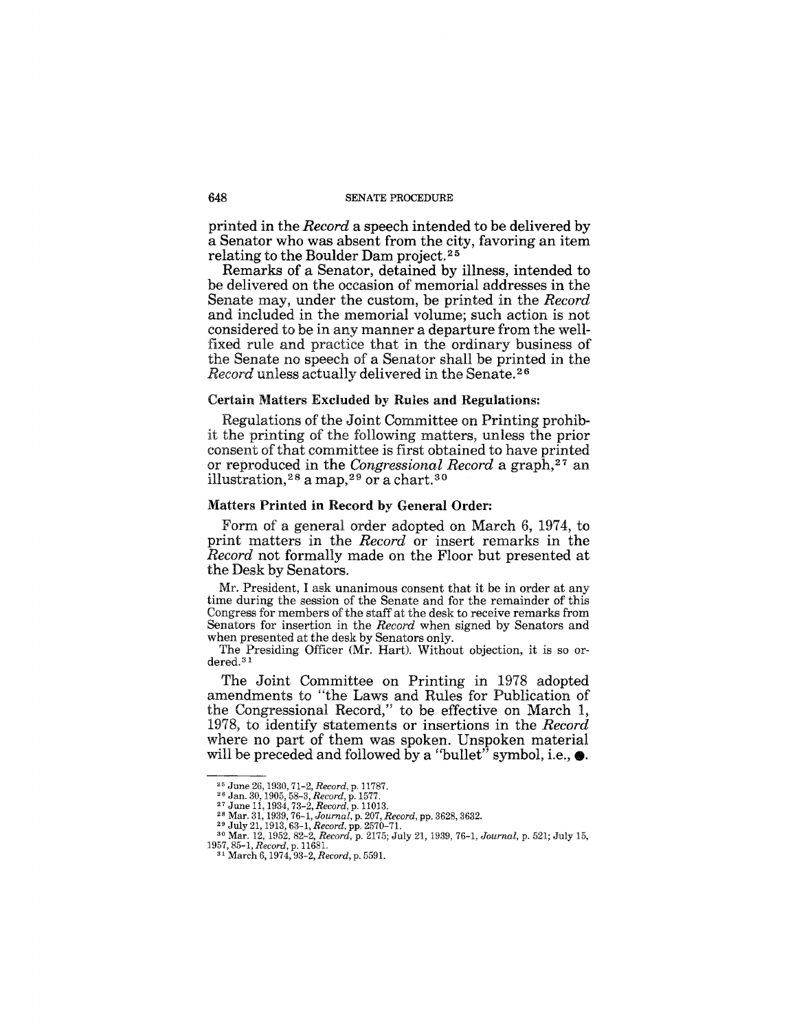printed in the *Record* a speech intended to be delivered by a Senator who was absent from the city, favoring an item relating to the Boulder Dam project.[25]

Remarks of a Senator, detained by illness, intended to be delivered on the occasion of memorial addresses in the Senate may, under the custom, be printed in the *Record* and included in the memorial volume; such action is not considered to be in any manner a departure from the well-fixed rule and practice that in the ordinary business of the Senate no speech of a Senator shall be printed in the *Record* unless actually delivered in the Senate.[26]

### Certain Matters Excluded by Rules and Regulations:

Regulations of the Joint Committee on Printing prohibit the printing of the following matters, unless the prior consent of that committee is first obtained to have printed or reproduced in the *Congressional Record* a graph,[27] an illustration,[28] a map,[29] or a chart.[30]

### Matters Printed in Record by General Order:

Form of a general order adopted on March 6, 1974, to print matters in the *Record* or insert remarks in the *Record* not formally made on the Floor but presented at the Desk by Senators.

> Mr. President, I ask unanimous consent that it be in order at any time during the session of the Senate and for the remainder of this Congress for members of the staff at the desk to receive remarks from Senators for insertion in the *Record* when signed by Senators and when presented at the desk by Senators only.
>
> The Presiding Officer (Mr. Hart). Without objection, it is so ordered.[31]

The Joint Committee on Printing in 1978 adopted amendments to "the Laws and Rules for Publication of the Congressional Record," to be effective on March 1, 1978, to identify statements or insertions in the *Record* where no part of them was spoken. Unspoken material will be preceded and followed by a "bullet" symbol, i.e., ●.

---

[25] June 26, 1930, 71-2, *Record*, p. 11787.

[26] Jan. 30, 1905, 58-3, *Record*, p. 1577.

[27] June 11, 1934, 73-2, *Record*, p. 11013.

[28] Mar. 31, 1939, 76-1, *Journal*, p. 207, *Record*, pp. 3628, 3632.

[29] July 21, 1913, 63-1, *Record*, pp. 2570-71.

[30] Mar. 12, 1952, 82-2, *Record*, p. 2175; July 21, 1939, 76-1, *Journal*, p. 521; July 15, 1957, 85-1, *Record*, p. 11681.

[31] March 6, 1974, 93-2, *Record*, p. 5591.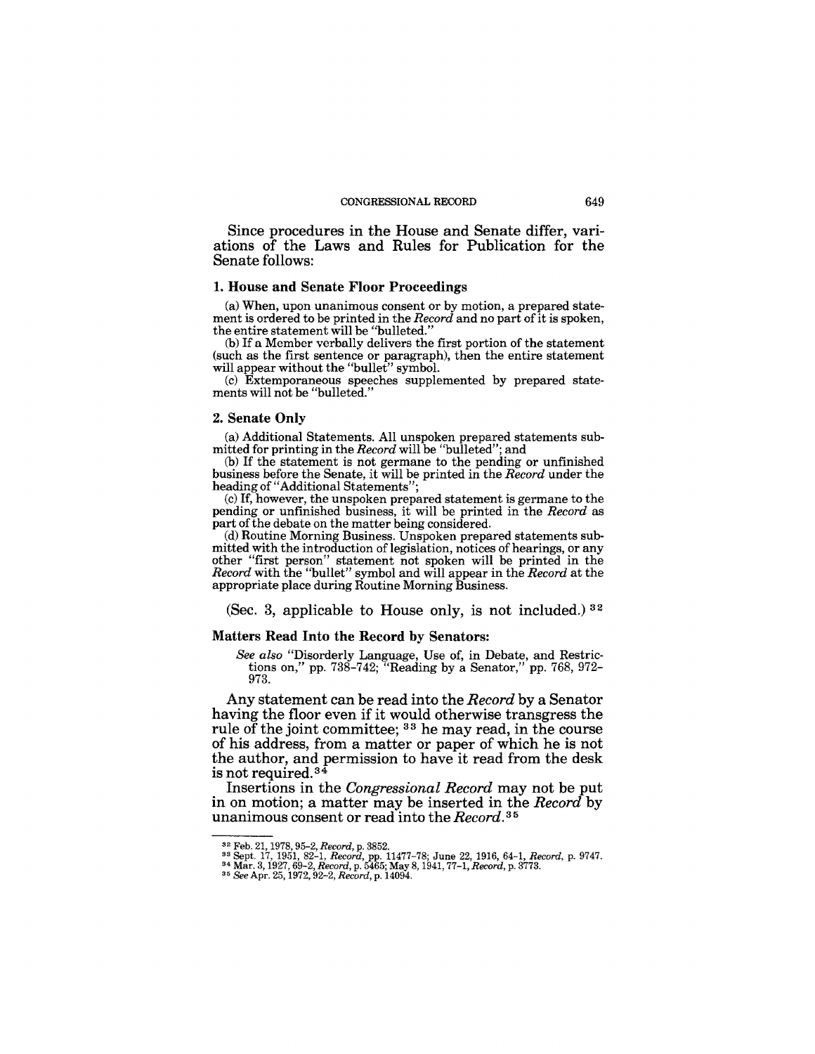Since procedures in the House and Senate differ, variations of the Laws and Rules for Publication for the Senate follows:

### 1. House and Senate Floor Proceedings

(a) When, upon unanimous consent or by motion, a prepared statement is ordered to be printed in the *Record* and no part of it is spoken, the entire statement will be "bulleted."

(b) If a Member verbally delivers the first portion of the statement (such as the first sentence or paragraph), then the entire statement will appear without the "bullet" symbol.

(c) Extemporaneous speeches supplemented by prepared statements will not be "bulleted."

### 2. Senate Only

(a) Additional Statements. All unspoken prepared statements submitted for printing in the *Record* will be "bulleted"; and

(b) If the statement is not germane to the pending or unfinished business before the Senate, it will be printed in the *Record* under the heading of "Additional Statements";

(c) If, however, the unspoken prepared statement is germane to the pending or unfinished business, it will be printed in the *Record* as part of the debate on the matter being considered.

(d) Routine Morning Business. Unspoken prepared statements submitted with the introduction of legislation, notices of hearings, or any other "first person" statement not spoken will be printed in the *Record* with the "bullet" symbol and will appear in the *Record* at the appropriate place during Routine Morning Business.

(Sec. 3, applicable to House only, is not included.) [32]

### Matters Read Into the Record by Senators:

*See also* "Disorderly Language, Use of, in Debate, and Restrictions on," pp. 738–742; "Reading by a Senator," pp. 768, 972–973.

Any statement can be read into the *Record* by a Senator having the floor even if it would otherwise transgress the rule of the joint committee; [33] he may read, in the course of his address, from a matter or paper of which he is not the author, and permission to have it read from the desk is not required.[34]

Insertions in the *Congressional Record* may not be put in on motion; a matter may be inserted in the *Record* by unanimous consent or read into the *Record*.[35]

---

[32] Feb. 21, 1978, 95–2, *Record*, p. 3852.

[33] Sept. 17, 1951, 82–1, *Record*, pp. 11477–78; June 22, 1916, 64–1, *Record*, p. 9747.

[34] Mar. 3, 1927, 69–2, *Record*, p. 5465; May 8, 1941, 77–1, *Record*, p. 3773.

[35] *See* Apr. 25, 1972, 92–2, *Record*, p. 14094.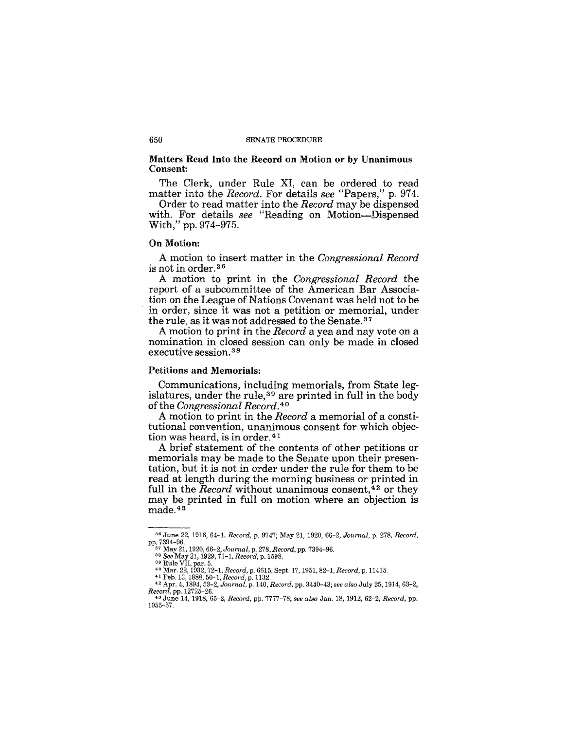**Matters Read Into the Record on Motion or by Unanimous Consent:**

The Clerk, under Rule XI, can be ordered to read matter into the *Record*. For details *see* "Papers," p. 974.

Order to read matter into the *Record* may be dispensed with. For details *see* "Reading on Motion—Dispensed With," pp. 974–975.

**On Motion:**

A motion to insert matter in the *Congressional Record* is not in order.[36]

A motion to print in the *Congressional Record* the report of a subcommittee of the American Bar Association on the League of Nations Covenant was held not to be in order, since it was not a petition or memorial, under the rule, as it was not addressed to the Senate.[37]

A motion to print in the *Record* a yea and nay vote on a nomination in closed session can only be made in closed executive session.[38]

**Petitions and Memorials:**

Communications, including memorials, from State legislatures, under the rule,[39] are printed in full in the body of the *Congressional Record*.[40]

A motion to print in the *Record* a memorial of a constitutional convention, unanimous consent for which objection was heard, is in order.[41]

A brief statement of the contents of other petitions or memorials may be made to the Senate upon their presentation, but it is not in order under the rule for them to be read at length during the morning business or printed in full in the *Record* without unanimous consent,[42] or they may be printed in full on motion where an objection is made.[43]

---

[36] June 22, 1916, 64-1, *Record*, p. 9747; May 21, 1920, 66-2, *Journal*, p. 278, *Record*, pp. 7394–96.

[37] May 21, 1920, 66-2, *Journal*, p. 278, *Record*, pp. 7394–96.

[38] *See* May 21, 1929, 71-1, *Record*, p. 1598.

[39] Rule VII, par. 5.

[40] Mar. 22, 1932, 72-1, *Record*, p. 6615; Sept. 17, 1951, 82-1, *Record*, p. 11415.

[41] Feb. 13, 1888, 50-1, *Record*, p. 1132.

[42] Apr. 4, 1894, 53-2, *Journal*, p. 140, *Record*, pp. 3440–43; *see also* July 25, 1914, 63-2, *Record*, pp. 12725–26.

[43] June 14, 1918, 65-2, *Record*, pp. 7777–78; *see also* Jan. 18, 1912, 62-2, *Record*, pp. 1055–57.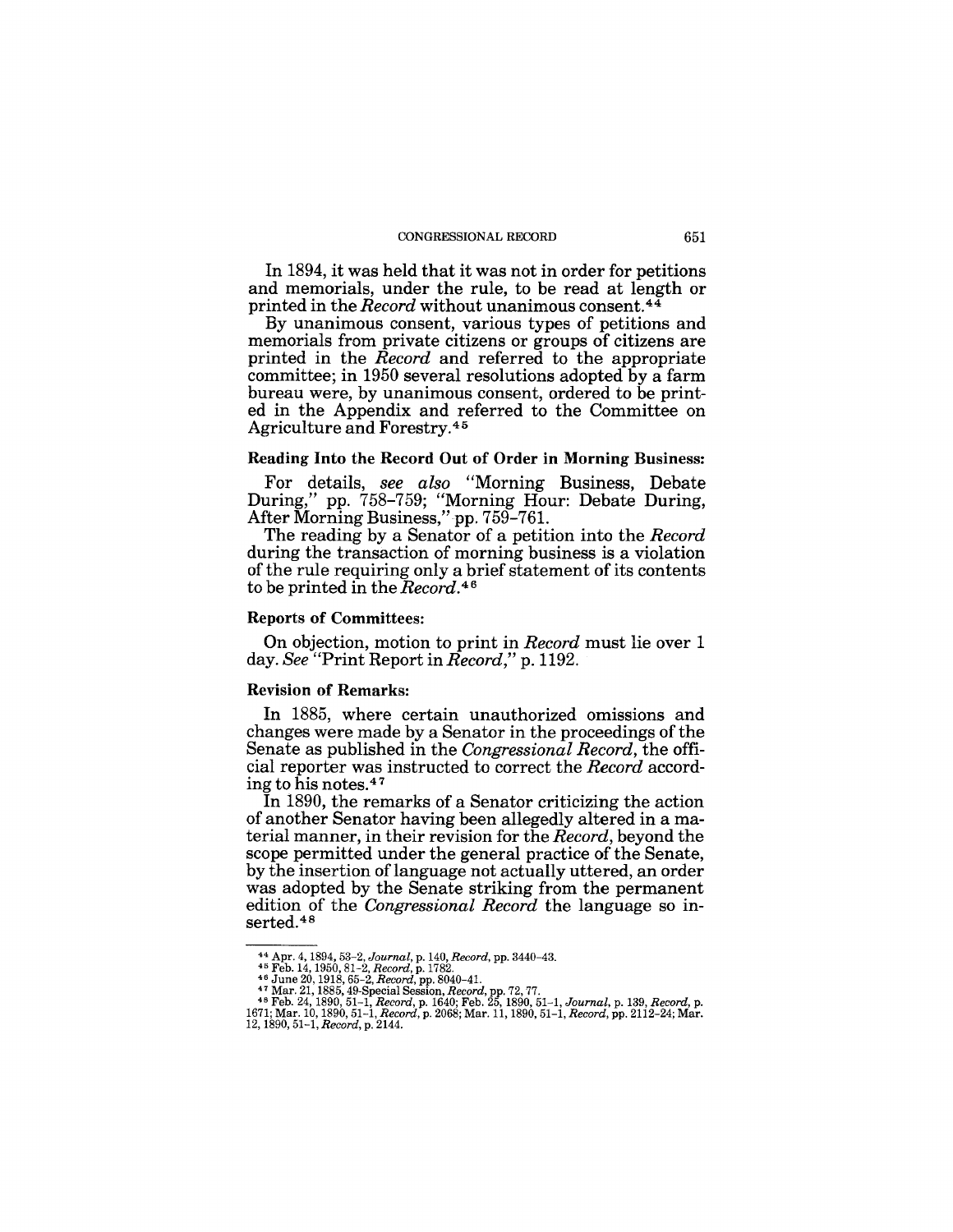In 1894, it was held that it was not in order for petitions and memorials, under the rule, to be read at length or printed in the *Record* without unanimous consent.[44]

By unanimous consent, various types of petitions and memorials from private citizens or groups of citizens are printed in the *Record* and referred to the appropriate committee; in 1950 several resolutions adopted by a farm bureau were, by unanimous consent, ordered to be printed in the Appendix and referred to the Committee on Agriculture and Forestry.[45]

**Reading Into the Record Out of Order in Morning Business:**

For details, *see also* "Morning Business, Debate During," pp. 758–759; "Morning Hour: Debate During, After Morning Business," pp. 759–761.

The reading by a Senator of a petition into the *Record* during the transaction of morning business is a violation of the rule requiring only a brief statement of its contents to be printed in the *Record*.[46]

**Reports of Committees:**

On objection, motion to print in *Record* must lie over 1 day. *See* "Print Report in *Record*," p. 1192.

**Revision of Remarks:**

In 1885, where certain unauthorized omissions and changes were made by a Senator in the proceedings of the Senate as published in the *Congressional Record*, the official reporter was instructed to correct the *Record* according to his notes.[47]

In 1890, the remarks of a Senator criticizing the action of another Senator having been allegedly altered in a material manner, in their revision for the *Record*, beyond the scope permitted under the general practice of the Senate, by the insertion of language not actually uttered, an order was adopted by the Senate striking from the permanent edition of the *Congressional Record* the language so inserted.[48]

---

[44] Apr. 4, 1894, 53–2, *Journal*, p. 140, *Record*, pp. 3440–43.

[45] Feb. 14, 1950, 81–2, *Record*, p. 1782.

[46] June 20, 1918, 65–2, *Record*, pp. 8040–41.

[47] Mar. 21, 1885, 49-Special Session, *Record*, pp. 72, 77.

[48] Feb. 24, 1890, 51–1, *Record*, p. 1640; Feb. 25, 1890, 51–1, *Journal*, p. 139, *Record*, p. 1671; Mar. 10, 1890, 51–1, *Record*, p. 2068; Mar. 11, 1890, 51–1, *Record*, pp. 2112–24; Mar. 12, 1890, 51–1, *Record*, p. 2144.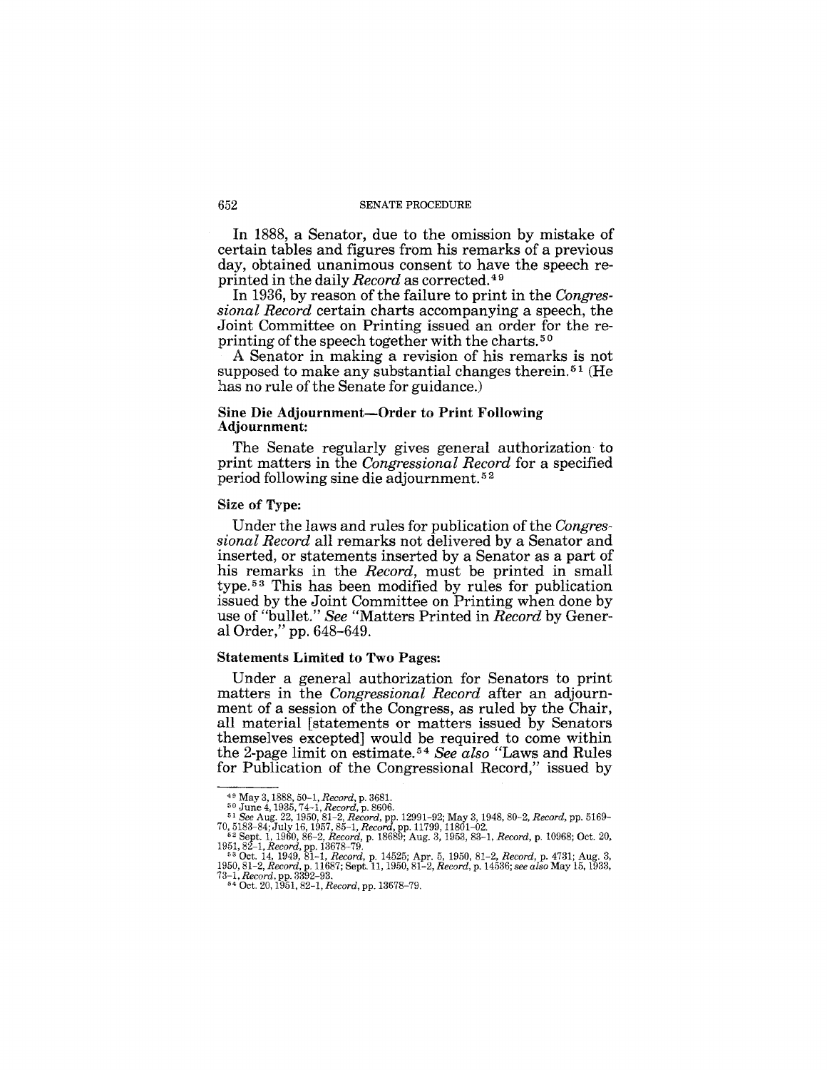In 1888, a Senator, due to the omission by mistake of certain tables and figures from his remarks of a previous day, obtained unanimous consent to have the speech reprinted in the daily *Record* as corrected.[49]

In 1936, by reason of the failure to print in the *Congressional Record* certain charts accompanying a speech, the Joint Committee on Printing issued an order for the reprinting of the speech together with the charts.[50]

A Senator in making a revision of his remarks is not supposed to make any substantial changes therein.[51] (He has no rule of the Senate for guidance.)

**Sine Die Adjournment—Order to Print Following Adjournment:**

The Senate regularly gives general authorization to print matters in the *Congressional Record* for a specified period following sine die adjournment.[52]

**Size of Type:**

Under the laws and rules for publication of the *Congressional Record* all remarks not delivered by a Senator and inserted, or statements inserted by a Senator as a part of his remarks in the *Record*, must be printed in small type.[53] This has been modified by rules for publication issued by the Joint Committee on Printing when done by use of "bullet." *See* "Matters Printed in *Record* by General Order," pp. 648–649.

**Statements Limited to Two Pages:**

Under a general authorization for Senators to print matters in the *Congressional Record* after an adjournment of a session of the Congress, as ruled by the Chair, all material [statements or matters issued by Senators themselves excepted] would be required to come within the 2-page limit on estimate.[54] *See also* "Laws and Rules for Publication of the Congressional Record," issued by

---

[49] May 3, 1888, 50–1, *Record*, p. 3681.

[50] June 4, 1935, 74–1, *Record*, p. 8606.

[51] *See* Aug. 22, 1950, 81–2, *Record*, pp. 12991–92; May 3, 1948, 80–2, *Record*, pp. 5169–70, 5183–84; July 16, 1957, 85–1, *Record*, pp. 11799, 11801–02.

[52] Sept. 1, 1960, 86–2, *Record*, p. 18689; Aug. 3, 1953, 83–1, *Record*, p. 10968; Oct. 20, 1951, 82–1, *Record*, pp. 13678–79.

[53] Oct. 14, 1949, 81–1, *Record*, p. 14525; Apr. 5, 1950, 81–2, *Record*, p. 4731; Aug. 3, 1950, 81–2, *Record*, p. 11687; Sept. 11, 1950, 81–2, *Record*, p. 14536; *see also* May 15, 1933, 73–1, *Record*, pp. 3392–93.

[54] Oct. 20, 1951, 82–1, *Record*, pp. 13678–79.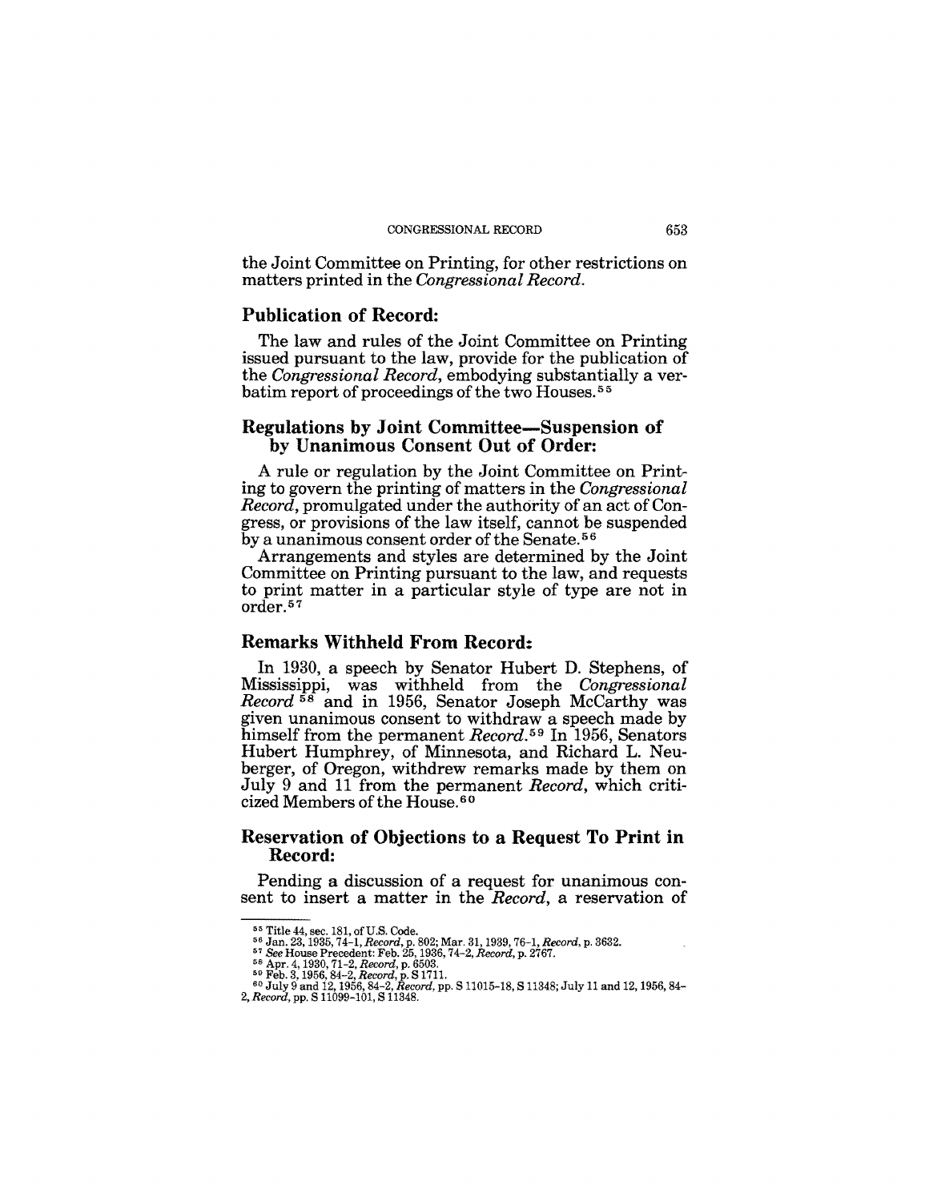the Joint Committee on Printing, for other restrictions on matters printed in the *Congressional Record*.

### Publication of Record:

The law and rules of the Joint Committee on Printing issued pursuant to the law, provide for the publication of the *Congressional Record*, embodying substantially a verbatim report of proceedings of the two Houses.[55]

### Regulations by Joint Committee—Suspension of by Unanimous Consent Out of Order:

A rule or regulation by the Joint Committee on Printing to govern the printing of matters in the *Congressional Record*, promulgated under the authority of an act of Congress, or provisions of the law itself, cannot be suspended by a unanimous consent order of the Senate.[56]

Arrangements and styles are determined by the Joint Committee on Printing pursuant to the law, and requests to print matter in a particular style of type are not in order.[57]

### Remarks Withheld From Record:

In 1930, a speech by Senator Hubert D. Stephens, of Mississippi, was withheld from the *Congressional Record*[58] and in 1956, Senator Joseph McCarthy was given unanimous consent to withdraw a speech made by himself from the permanent *Record*.[59] In 1956, Senators Hubert Humphrey, of Minnesota, and Richard L. Neuberger, of Oregon, withdrew remarks made by them on July 9 and 11 from the permanent *Record*, which criticized Members of the House.[60]

### Reservation of Objections to a Request To Print in Record:

Pending a discussion of a request for unanimous consent to insert a matter in the *Record*, a reservation of

---

[55] Title 44, sec. 181, of U.S. Code.

[56] Jan. 23, 1935, 74–1, *Record*, p. 802; Mar. 31, 1939, 76–1, *Record*, p. 3632.

[57] *See* House Precedent: Feb. 25, 1936, 74–2, *Record*, p. 2767.

[58] Apr. 4, 1930, 71–2, *Record*, p. 6503.

[59] Feb. 3, 1956, 84–2, *Record*, p. S 1711.

[60] July 9 and 12, 1956, 84–2, *Record*, pp. S 11015–18, S 11348; July 11 and 12, 1956, 84–2, *Record*, pp. S 11099–101, S 11348.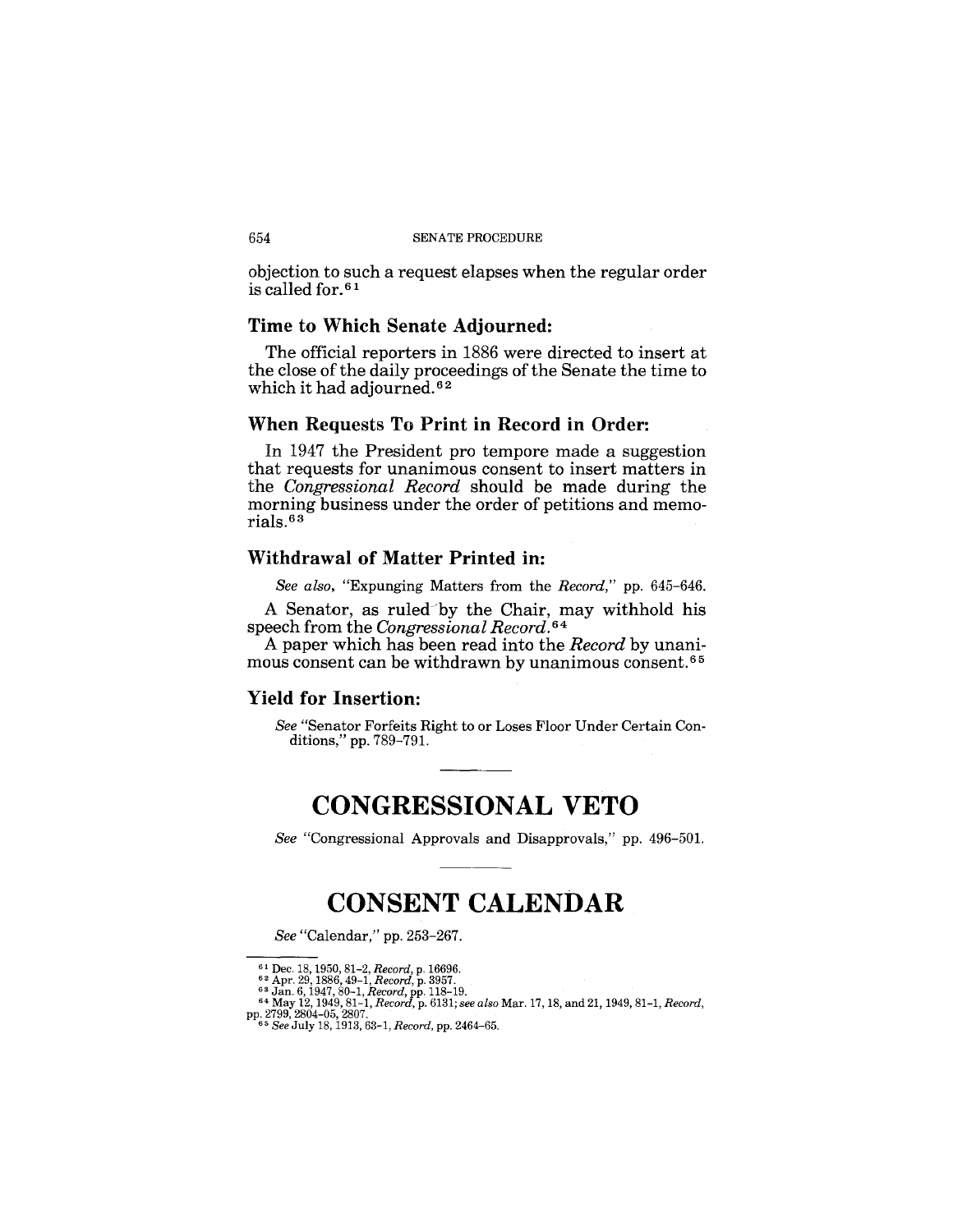objection to such a request elapses when the regular order is called for.[61]

### Time to Which Senate Adjourned:

The official reporters in 1886 were directed to insert at the close of the daily proceedings of the Senate the time to which it had adjourned.[62]

### When Requests To Print in Record in Order:

In 1947 the President pro tempore made a suggestion that requests for unanimous consent to insert matters in the *Congressional Record* should be made during the morning business under the order of petitions and memorials.[63]

### Withdrawal of Matter Printed in:

*See also,* "Expunging Matters from the *Record,*" pp. 645–646.

A Senator, as ruled by the Chair, may withhold his speech from the *Congressional Record*.[64]

A paper which has been read into the *Record* by unanimous consent can be withdrawn by unanimous consent.[65]

### Yield for Insertion:

*See* "Senator Forfeits Right to or Loses Floor Under Certain Conditions," pp. 789–791.

## CONGRESSIONAL VETO

*See* "Congressional Approvals and Disapprovals," pp. 496–501.

## CONSENT CALENDAR

*See* "Calendar," pp. 253–267.

---

[61] Dec. 18, 1950, 81-2, *Record*, p. 16696.
[62] Apr. 29, 1886, 49-1, *Record*, p. 3957.
[63] Jan. 6, 1947, 80-1, *Record*, pp. 118–19.
[64] May 12, 1949, 81-1, *Record*, p. 6131; *see also* Mar. 17, 18, and 21, 1949, 81-1, *Record*, pp. 2799, 2804–05, 2807.
[65] *See* July 18, 1913, 63-1, *Record*, pp. 2464–65.